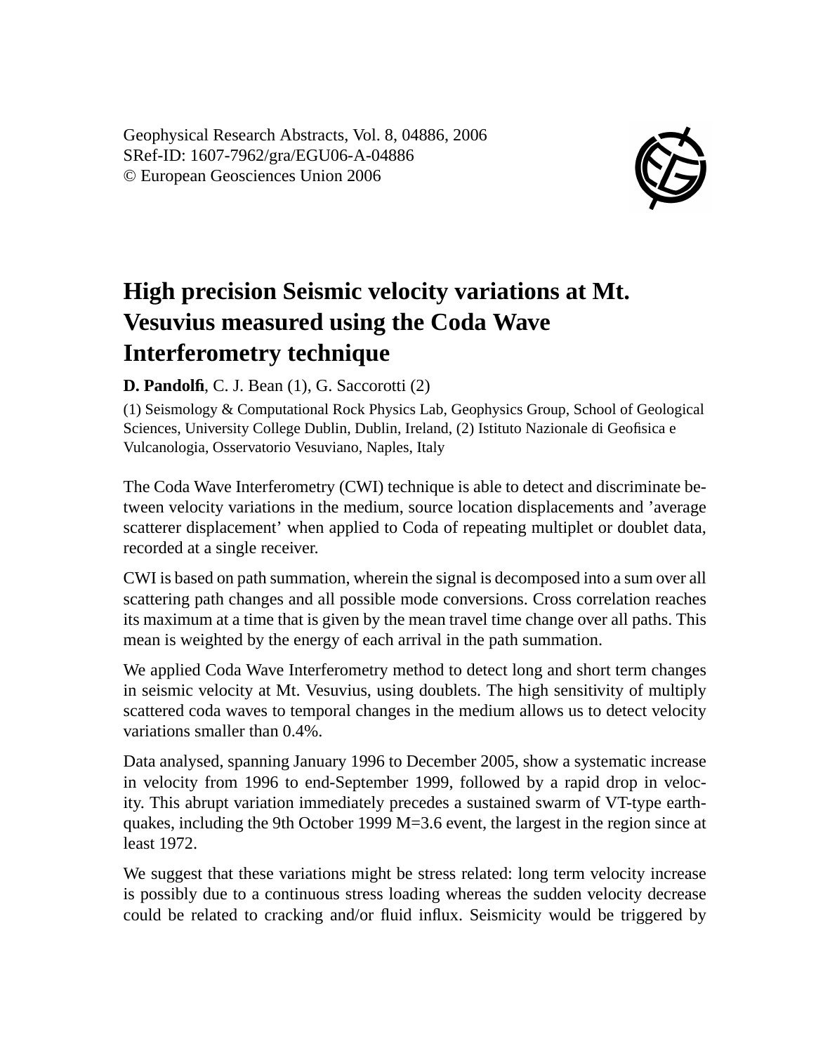Geophysical Research Abstracts, Vol. 8, 04886, 2006
SRef-ID: 1607-7962/gra/EGU06-A-04886
© European Geosciences Union 2006

# High precision Seismic velocity variations at Mt. Vesuvius measured using the Coda Wave Interferometry technique

**D. Pandolfi**, C. J. Bean (1), G. Saccorotti (2)

(1) Seismology & Computational Rock Physics Lab, Geophysics Group, School of Geological Sciences, University College Dublin, Dublin, Ireland, (2) Istituto Nazionale di Geofisica e Vulcanologia, Osservatorio Vesuviano, Naples, Italy

The Coda Wave Interferometry (CWI) technique is able to detect and discriminate between velocity variations in the medium, source location displacements and 'average scatterer displacement' when applied to Coda of repeating multiplet or doublet data, recorded at a single receiver.

CWI is based on path summation, wherein the signal is decomposed into a sum over all scattering path changes and all possible mode conversions. Cross correlation reaches its maximum at a time that is given by the mean travel time change over all paths. This mean is weighted by the energy of each arrival in the path summation.

We applied Coda Wave Interferometry method to detect long and short term changes in seismic velocity at Mt. Vesuvius, using doublets. The high sensitivity of multiply scattered coda waves to temporal changes in the medium allows us to detect velocity variations smaller than 0.4%.

Data analysed, spanning January 1996 to December 2005, show a systematic increase in velocity from 1996 to end-September 1999, followed by a rapid drop in velocity. This abrupt variation immediately precedes a sustained swarm of VT-type earthquakes, including the 9th October 1999 M=3.6 event, the largest in the region since at least 1972.

We suggest that these variations might be stress related: long term velocity increase is possibly due to a continuous stress loading whereas the sudden velocity decrease could be related to cracking and/or fluid influx. Seismicity would be triggered by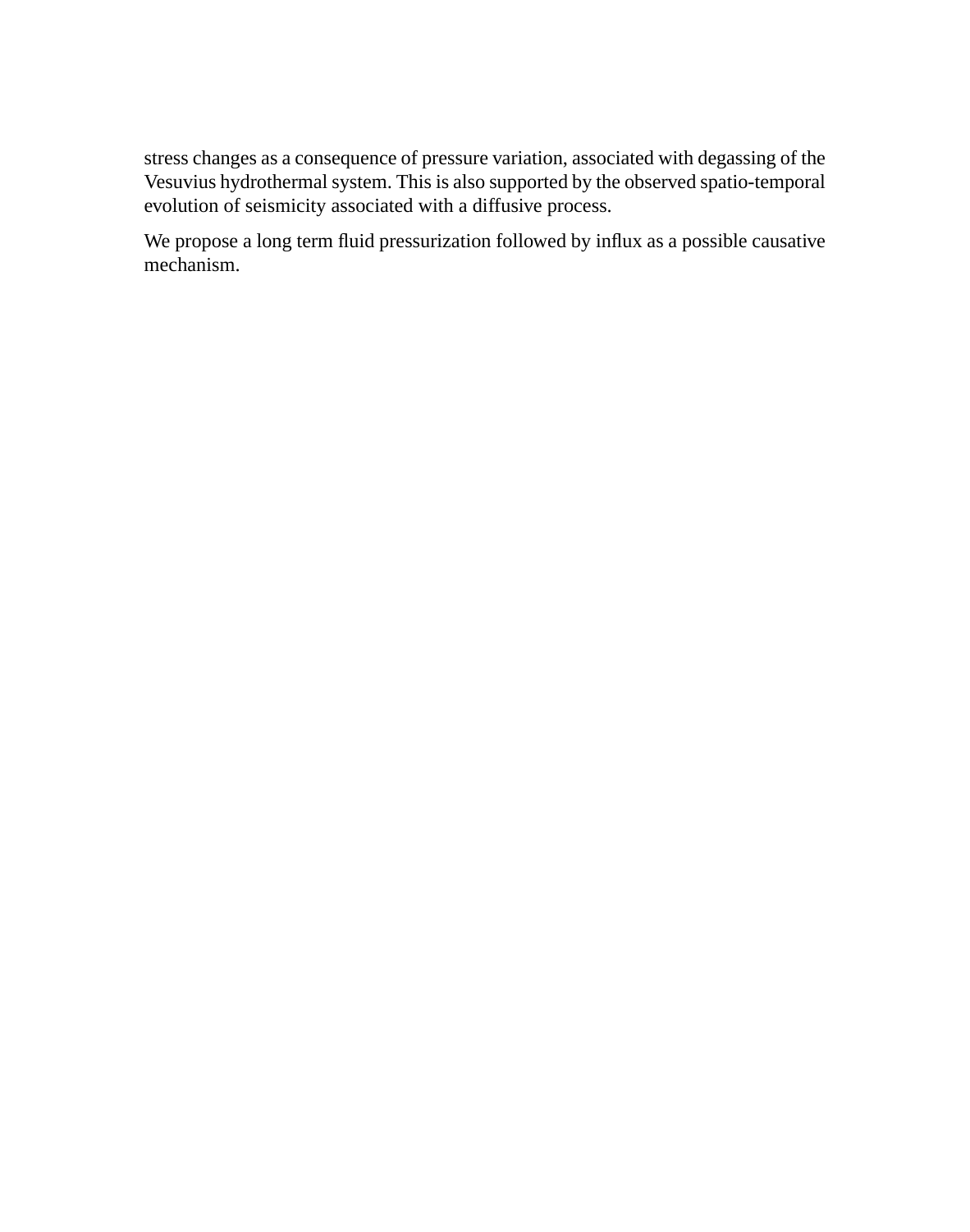stress changes as a consequence of pressure variation, associated with degassing of the Vesuvius hydrothermal system. This is also supported by the observed spatio-temporal evolution of seismicity associated with a diffusive process.

We propose a long term fluid pressurization followed by influx as a possible causative mechanism.